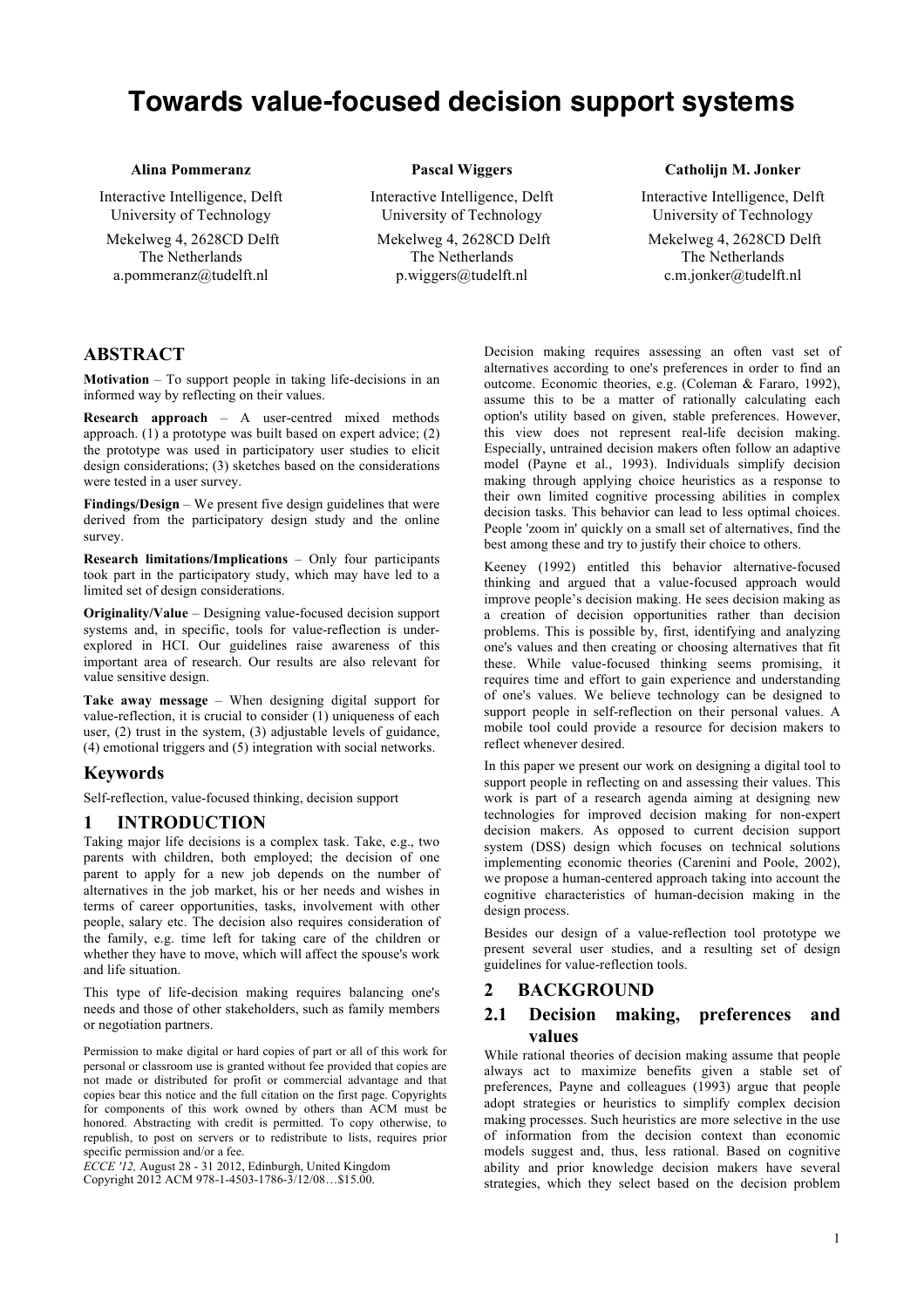# Towards value-focused decision support systems

**Alina Pommeranz**
Interactive Intelligence, Delft University of Technology
Mekelweg 4, 2628CD Delft
The Netherlands
a.pommeranz@tudelft.nl

**Pascal Wiggers**
Interactive Intelligence, Delft University of Technology
Mekelweg 4, 2628CD Delft
The Netherlands
p.wiggers@tudelft.nl

**Catholijn M. Jonker**
Interactive Intelligence, Delft University of Technology
Mekelweg 4, 2628CD Delft
The Netherlands
c.m.jonker@tudelft.nl

## ABSTRACT

**Motivation** – To support people in taking life-decisions in an informed way by reflecting on their values.

**Research approach** – A user-centred mixed methods approach. (1) a prototype was built based on expert advice; (2) the prototype was used in participatory user studies to elicit design considerations; (3) sketches based on the considerations were tested in a user survey.

**Findings/Design** – We present five design guidelines that were derived from the participatory design study and the online survey.

**Research limitations/Implications** – Only four participants took part in the participatory study, which may have led to a limited set of design considerations.

**Originality/Value** – Designing value-focused decision support systems and, in specific, tools for value-reflection is under-explored in HCI. Our guidelines raise awareness of this important area of research. Our results are also relevant for value sensitive design.

**Take away message** – When designing digital support for value-reflection, it is crucial to consider (1) uniqueness of each user, (2) trust in the system, (3) adjustable levels of guidance, (4) emotional triggers and (5) integration with social networks.

## Keywords

Self-reflection, value-focused thinking, decision support

## 1 INTRODUCTION

Taking major life decisions is a complex task. Take, e.g., two parents with children, both employed; the decision of one parent to apply for a new job depends on the number of alternatives in the job market, his or her needs and wishes in terms of career opportunities, tasks, involvement with other people, salary etc. The decision also requires consideration of the family, e.g. time left for taking care of the children or whether they have to move, which will affect the spouse's work and life situation.

This type of life-decision making requires balancing one's needs and those of other stakeholders, such as family members or negotiation partners.

Permission to make digital or hard copies of part or all of this work for personal or classroom use is granted without fee provided that copies are not made or distributed for profit or commercial advantage and that copies bear this notice and the full citation on the first page. Copyrights for components of this work owned by others than ACM must be honored. Abstracting with credit is permitted. To copy otherwise, to republish, to post on servers or to redistribute to lists, requires prior specific permission and/or a fee.
*ECCE '12,* August 28 - 31 2012, Edinburgh, United Kingdom
Copyright 2012 ACM 978-1-4503-1786-3/12/08…$15.00.

Decision making requires assessing an often vast set of alternatives according to one's preferences in order to find an outcome. Economic theories, e.g. (Coleman & Fararo, 1992), assume this to be a matter of rationally calculating each option's utility based on given, stable preferences. However, this view does not represent real-life decision making. Especially, untrained decision makers often follow an adaptive model (Payne et al., 1993). Individuals simplify decision making through applying choice heuristics as a response to their own limited cognitive processing abilities in complex decision tasks. This behavior can lead to less optimal choices. People 'zoom in' quickly on a small set of alternatives, find the best among these and try to justify their choice to others.

Keeney (1992) entitled this behavior alternative-focused thinking and argued that a value-focused approach would improve people's decision making. He sees decision making as a creation of decision opportunities rather than decision problems. This is possible by, first, identifying and analyzing one's values and then creating or choosing alternatives that fit these. While value-focused thinking seems promising, it requires time and effort to gain experience and understanding of one's values. We believe technology can be designed to support people in self-reflection on their personal values. A mobile tool could provide a resource for decision makers to reflect whenever desired.

In this paper we present our work on designing a digital tool to support people in reflecting on and assessing their values. This work is part of a research agenda aiming at designing new technologies for improved decision making for non-expert decision makers. As opposed to current decision support system (DSS) design which focuses on technical solutions implementing economic theories (Carenini and Poole, 2002), we propose a human-centered approach taking into account the cognitive characteristics of human-decision making in the design process.

Besides our design of a value-reflection tool prototype we present several user studies, and a resulting set of design guidelines for value-reflection tools.

## 2 BACKGROUND

### 2.1 Decision making, preferences and values

While rational theories of decision making assume that people always act to maximize benefits given a stable set of preferences, Payne and colleagues (1993) argue that people adopt strategies or heuristics to simplify complex decision making processes. Such heuristics are more selective in the use of information from the decision context than economic models suggest and, thus, less rational. Based on cognitive ability and prior knowledge decision makers have several strategies, which they select based on the decision problem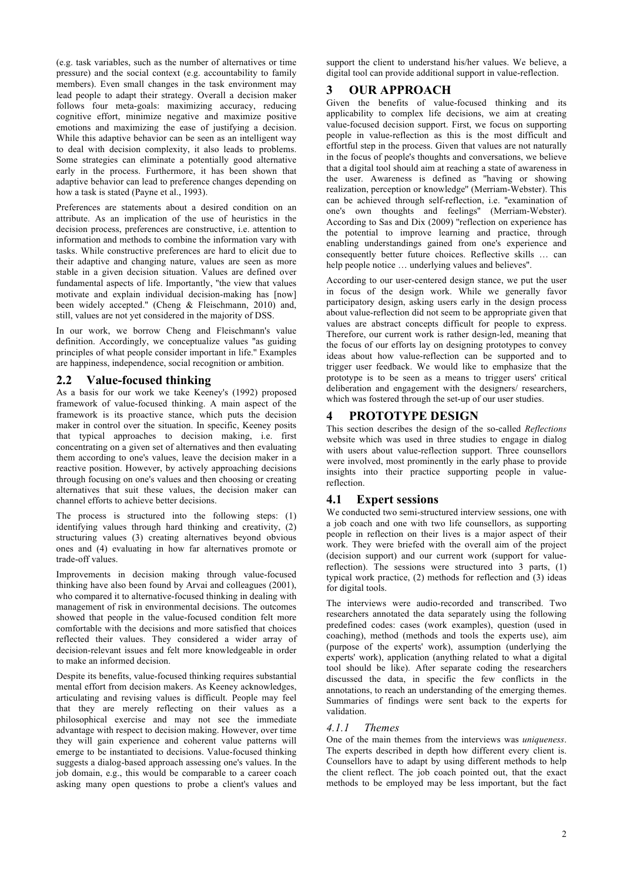(e.g. task variables, such as the number of alternatives or time pressure) and the social context (e.g. accountability to family members). Even small changes in the task environment may lead people to adapt their strategy. Overall a decision maker follows four meta-goals: maximizing accuracy, reducing cognitive effort, minimize negative and maximize positive emotions and maximizing the ease of justifying a decision. While this adaptive behavior can be seen as an intelligent way to deal with decision complexity, it also leads to problems. Some strategies can eliminate a potentially good alternative early in the process. Furthermore, it has been shown that adaptive behavior can lead to preference changes depending on how a task is stated (Payne et al., 1993).

Preferences are statements about a desired condition on an attribute. As an implication of the use of heuristics in the decision process, preferences are constructive, i.e. attention to information and methods to combine the information vary with tasks. While constructive preferences are hard to elicit due to their adaptive and changing nature, values are seen as more stable in a given decision situation. Values are defined over fundamental aspects of life. Importantly, "the view that values motivate and explain individual decision-making has [now] been widely accepted." (Cheng & Fleischmann, 2010) and, still, values are not yet considered in the majority of DSS.

In our work, we borrow Cheng and Fleischmann's value definition. Accordingly, we conceptualize values "as guiding principles of what people consider important in life." Examples are happiness, independence, social recognition or ambition.

## 2.2 Value-focused thinking

As a basis for our work we take Keeney's (1992) proposed framework of value-focused thinking. A main aspect of the framework is its proactive stance, which puts the decision maker in control over the situation. In specific, Keeney posits that typical approaches to decision making, i.e. first concentrating on a given set of alternatives and then evaluating them according to one's values, leave the decision maker in a reactive position. However, by actively approaching decisions through focusing on one's values and then choosing or creating alternatives that suit these values, the decision maker can channel efforts to achieve better decisions.

The process is structured into the following steps: (1) identifying values through hard thinking and creativity, (2) structuring values (3) creating alternatives beyond obvious ones and (4) evaluating in how far alternatives promote or trade-off values.

Improvements in decision making through value-focused thinking have also been found by Arvai and colleagues (2001), who compared it to alternative-focused thinking in dealing with management of risk in environmental decisions. The outcomes showed that people in the value-focused condition felt more comfortable with the decisions and more satisfied that choices reflected their values. They considered a wider array of decision-relevant issues and felt more knowledgeable in order to make an informed decision.

Despite its benefits, value-focused thinking requires substantial mental effort from decision makers. As Keeney acknowledges, articulating and revising values is difficult. People may feel that they are merely reflecting on their values as a philosophical exercise and may not see the immediate advantage with respect to decision making. However, over time they will gain experience and coherent value patterns will emerge to be instantiated to decisions. Value-focused thinking suggests a dialog-based approach assessing one's values. In the job domain, e.g., this would be comparable to a career coach asking many open questions to probe a client's values and support the client to understand his/her values. We believe, a digital tool can provide additional support in value-reflection.

# 3 OUR APPROACH

Given the benefits of value-focused thinking and its applicability to complex life decisions, we aim at creating value-focused decision support. First, we focus on supporting people in value-reflection as this is the most difficult and effortful step in the process. Given that values are not naturally in the focus of people's thoughts and conversations, we believe that a digital tool should aim at reaching a state of awareness in the user. Awareness is defined as "having or showing realization, perception or knowledge" (Merriam-Webster). This can be achieved through self-reflection, i.e. "examination of one's own thoughts and feelings" (Merriam-Webster). According to Sas and Dix (2009) "reflection on experience has the potential to improve learning and practice, through enabling understandings gained from one's experience and consequently better future choices. Reflective skills … can help people notice … underlying values and believes".

According to our user-centered design stance, we put the user in focus of the design work. While we generally favor participatory design, asking users early in the design process about value-reflection did not seem to be appropriate given that values are abstract concepts difficult for people to express. Therefore, our current work is rather design-led, meaning that the focus of our efforts lay on designing prototypes to convey ideas about how value-reflection can be supported and to trigger user feedback. We would like to emphasize that the prototype is to be seen as a means to trigger users' critical deliberation and engagement with the designers/ researchers, which was fostered through the set-up of our user studies.

# 4 PROTOTYPE DESIGN

This section describes the design of the so-called *Reflections* website which was used in three studies to engage in dialog with users about value-reflection support. Three counsellors were involved, most prominently in the early phase to provide insights into their practice supporting people in value-reflection.

## 4.1 Expert sessions

We conducted two semi-structured interview sessions, one with a job coach and one with two life counsellors, as supporting people in reflection on their lives is a major aspect of their work. They were briefed with the overall aim of the project (decision support) and our current work (support for value-reflection). The sessions were structured into 3 parts, (1) typical work practice, (2) methods for reflection and (3) ideas for digital tools.

The interviews were audio-recorded and transcribed. Two researchers annotated the data separately using the following predefined codes: cases (work examples), question (used in coaching), method (methods and tools the experts use), aim (purpose of the experts' work), assumption (underlying the experts' work), application (anything related to what a digital tool should be like). After separate coding the researchers discussed the data, in specific the few conflicts in the annotations, to reach an understanding of the emerging themes. Summaries of findings were sent back to the experts for validation.

### *4.1.1 Themes*

One of the main themes from the interviews was *uniqueness*. The experts described in depth how different every client is. Counsellors have to adapt by using different methods to help the client reflect. The job coach pointed out, that the exact methods to be employed may be less important, but the fact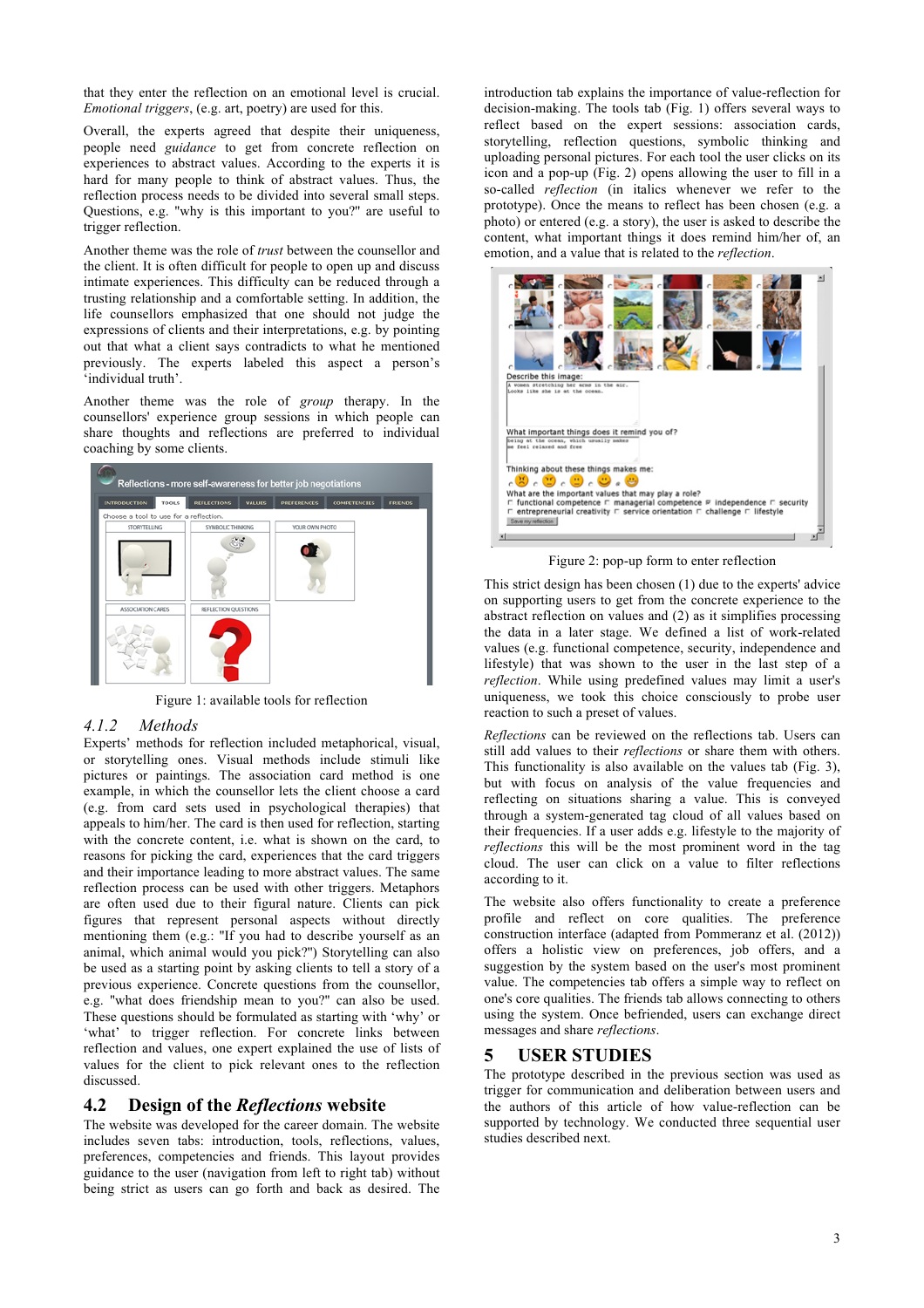that they enter the reflection on an emotional level is crucial. *Emotional triggers*, (e.g. art, poetry) are used for this.

Overall, the experts agreed that despite their uniqueness, people need *guidance* to get from concrete reflection on experiences to abstract values. According to the experts it is hard for many people to think of abstract values. Thus, the reflection process needs to be divided into several small steps. Questions, e.g. "why is this important to you?" are useful to trigger reflection.

Another theme was the role of *trust* between the counsellor and the client. It is often difficult for people to open up and discuss intimate experiences. This difficulty can be reduced through a trusting relationship and a comfortable setting. In addition, the life counsellors emphasized that one should not judge the expressions of clients and their interpretations, e.g. by pointing out that what a client says contradicts to what he mentioned previously. The experts labeled this aspect a person's 'individual truth'.

Another theme was the role of *group* therapy. In the counsellors' experience group sessions in which people can share thoughts and reflections are preferred to individual coaching by some clients.

Figure 1: available tools for reflection

### 4.1.2 Methods

Experts' methods for reflection included metaphorical, visual, or storytelling ones. Visual methods include stimuli like pictures or paintings. The association card method is one example, in which the counsellor lets the client choose a card (e.g. from card sets used in psychological therapies) that appeals to him/her. The card is then used for reflection, starting with the concrete content, i.e. what is shown on the card, to reasons for picking the card, experiences that the card triggers and their importance leading to more abstract values. The same reflection process can be used with other triggers. Metaphors are often used due to their figural nature. Clients can pick figures that represent personal aspects without directly mentioning them (e.g.: "If you had to describe yourself as an animal, which animal would you pick?") Storytelling can also be used as a starting point by asking clients to tell a story of a previous experience. Concrete questions from the counsellor, e.g. "what does friendship mean to you?" can also be used. These questions should be formulated as starting with 'why' or 'what' to trigger reflection. For concrete links between reflection and values, one expert explained the use of lists of values for the client to pick relevant ones to the reflection discussed.

## 4.2 Design of the *Reflections* website

The website was developed for the career domain. The website includes seven tabs: introduction, tools, reflections, values, preferences, competencies and friends. This layout provides guidance to the user (navigation from left to right tab) without being strict as users can go forth and back as desired. The introduction tab explains the importance of value-reflection for decision-making. The tools tab (Fig. 1) offers several ways to reflect based on the expert sessions: association cards, storytelling, reflection questions, symbolic thinking and uploading personal pictures. For each tool the user clicks on its icon and a pop-up (Fig. 2) opens allowing the user to fill in a so-called *reflection* (in italics whenever we refer to the prototype). Once the means to reflect has been chosen (e.g. a photo) or entered (e.g. a story), the user is asked to describe the content, what important things it does remind him/her of, an emotion, and a value that is related to the *reflection*.

Figure 2: pop-up form to enter reflection

This strict design has been chosen (1) due to the experts' advice on supporting users to get from the concrete experience to the abstract reflection on values and (2) as it simplifies processing the data in a later stage. We defined a list of work-related values (e.g. functional competence, security, independence and lifestyle) that was shown to the user in the last step of a *reflection*. While using predefined values may limit a user's uniqueness, we took this choice consciously to probe user reaction to such a preset of values.

*Reflections* can be reviewed on the reflections tab. Users can still add values to their *reflections* or share them with others. This functionality is also available on the values tab (Fig. 3), but with focus on analysis of the value frequencies and reflecting on situations sharing a value. This is conveyed through a system-generated tag cloud of all values based on their frequencies. If a user adds e.g. lifestyle to the majority of *reflections* this will be the most prominent word in the tag cloud. The user can click on a value to filter reflections according to it.

The website also offers functionality to create a preference profile and reflect on core qualities. The preference construction interface (adapted from Pommeranz et al. (2012)) offers a holistic view on preferences, job offers, and a suggestion by the system based on the user's most prominent value. The competencies tab offers a simple way to reflect on one's core qualities. The friends tab allows connecting to others using the system. Once befriended, users can exchange direct messages and share *reflections*.

# 5 USER STUDIES

The prototype described in the previous section was used as trigger for communication and deliberation between users and the authors of this article of how value-reflection can be supported by technology. We conducted three sequential user studies described next.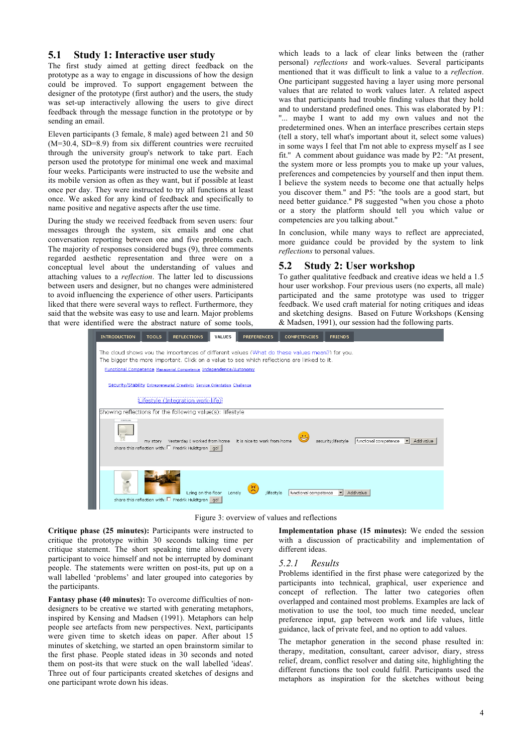## 5.1 Study 1: Interactive user study

The first study aimed at getting direct feedback on the prototype as a way to engage in discussions of how the design could be improved. To support engagement between the designer of the prototype (first author) and the users, the study was set-up interactively allowing the users to give direct feedback through the message function in the prototype or by sending an email.

Eleven participants (3 female, 8 male) aged between 21 and 50 (M=30.4, SD=8.9) from six different countries were recruited through the university group's network to take part. Each person used the prototype for minimal one week and maximal four weeks. Participants were instructed to use the website and its mobile version as often as they want, but if possible at least once per day. They were instructed to try all functions at least once. We asked for any kind of feedback and specifically to name positive and negative aspects after the use time.

During the study we received feedback from seven users: four messages through the system, six emails and one chat conversation reporting between one and five problems each. The majority of responses considered bugs (9), three comments regarded aesthetic representation and three were on a conceptual level about the understanding of values and attaching values to a *reflection*. The latter led to discussions between users and designer, but no changes were administered to avoid influencing the experience of other users. Participants liked that there were several ways to reflect. Furthermore, they said that the website was easy to use and learn. Major problems that were identified were the abstract nature of some tools, which leads to a lack of clear links between the (rather personal) *reflections* and work-values. Several participants mentioned that it was difficult to link a value to a *reflection*. One participant suggested having a layer using more personal values that are related to work values later. A related aspect was that participants had trouble finding values that they hold and to understand predefined ones. This was elaborated by P1: "... maybe I want to add my own values and not the predetermined ones. When an interface prescribes certain steps (tell a story, tell what's important about it, select some values) in some ways I feel that I'm not able to express myself as I see fit." A comment about guidance was made by P2: "At present, the system more or less prompts you to make up your values, preferences and competencies by yourself and then input them. I believe the system needs to become one that actually helps you discover them." and P5: "the tools are a good start, but need better guidance." P8 suggested "when you chose a photo or a story the platform should tell you which value or competencies are you talking about."

In conclusion, while many ways to reflect are appreciated, more guidance could be provided by the system to link *reflections* to personal values.

## 5.2 Study 2: User workshop

To gather qualitative feedback and creative ideas we held a 1.5 hour user workshop. Four previous users (no experts, all male) participated and the same prototype was used to trigger feedback. We used craft material for noting critiques and ideas and sketching designs. Based on Future Workshops (Kensing & Madsen, 1991), our session had the following parts.

Figure 3: overview of values and reflections

**Critique phase (25 minutes):** Participants were instructed to critique the prototype within 30 seconds talking time per critique statement. The short speaking time allowed every participant to voice himself and not be interrupted by dominant people. The statements were written on post-its, put up on a wall labelled 'problems' and later grouped into categories by the participants.

**Fantasy phase (40 minutes):** To overcome difficulties of non-designers to be creative we started with generating metaphors, inspired by Kensing and Madsen (1991). Metaphors can help people see artefacts from new perspectives. Next, participants were given time to sketch ideas on paper. After about 15 minutes of sketching, we started an open brainstorm similar to the first phase. People stated ideas in 30 seconds and noted them on post-its that were stuck on the wall labelled 'ideas'. Three out of four participants created sketches of designs and one participant wrote down his ideas.

**Implementation phase (15 minutes):** We ended the session with a discussion of practicability and implementation of different ideas.

### 5.2.1 Results

Problems identified in the first phase were categorized by the participants into technical, graphical, user experience and concept of reflection. The latter two categories often overlapped and contained most problems. Examples are lack of motivation to use the tool, too much time needed, unclear preference input, gap between work and life values, little guidance, lack of private feel, and no option to add values.

The metaphor generation in the second phase resulted in: therapy, meditation, consultant, career advisor, diary, stress relief, dream, conflict resolver and dating site, highlighting the different functions the tool could fulfil. Participants used the metaphors as inspiration for the sketches without being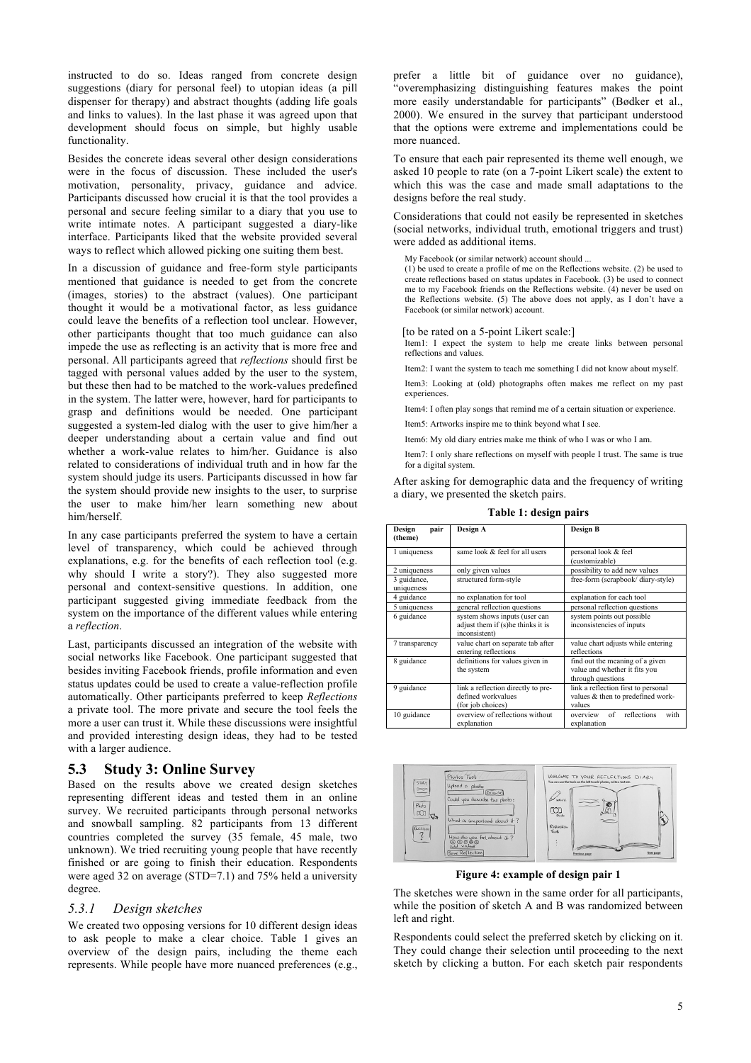instructed to do so. Ideas ranged from concrete design suggestions (diary for personal feel) to utopian ideas (a pill dispenser for therapy) and abstract thoughts (adding life goals and links to values). In the last phase it was agreed upon that development should focus on simple, but highly usable functionality.

Besides the concrete ideas several other design considerations were in the focus of discussion. These included the user's motivation, personality, privacy, guidance and advice. Participants discussed how crucial it is that the tool provides a personal and secure feeling similar to a diary that you use to write intimate notes. A participant suggested a diary-like interface. Participants liked that the website provided several ways to reflect which allowed picking one suiting them best.

In a discussion of guidance and free-form style participants mentioned that guidance is needed to get from the concrete (images, stories) to the abstract (values). One participant thought it would be a motivational factor, as less guidance could leave the benefits of a reflection tool unclear. However, other participants thought that too much guidance can also impede the use as reflecting is an activity that is more free and personal. All participants agreed that *reflections* should first be tagged with personal values added by the user to the system, but these then had to be matched to the work-values predefined in the system. The latter were, however, hard for participants to grasp and definitions would be needed. One participant suggested a system-led dialog with the user to give him/her a deeper understanding about a certain value and find out whether a work-value relates to him/her. Guidance is also related to considerations of individual truth and in how far the system should judge its users. Participants discussed in how far the system should provide new insights to the user, to surprise the user to make him/her learn something new about him/herself.

In any case participants preferred the system to have a certain level of transparency, which could be achieved through explanations, e.g. for the benefits of each reflection tool (e.g. why should I write a story?). They also suggested more personal and context-sensitive questions. In addition, one participant suggested giving immediate feedback from the system on the importance of the different values while entering a *reflection*.

Last, participants discussed an integration of the website with social networks like Facebook. One participant suggested that besides inviting Facebook friends, profile information and even status updates could be used to create a value-reflection profile automatically. Other participants preferred to keep *Reflections* a private tool. The more private and secure the tool feels the more a user can trust it. While these discussions were insightful and provided interesting design ideas, they had to be tested with a larger audience.

## 5.3 Study 3: Online Survey

Based on the results above we created design sketches representing different ideas and tested them in an online survey. We recruited participants through personal networks and snowball sampling. 82 participants from 13 different countries completed the survey (35 female, 45 male, two unknown). We tried recruiting young people that have recently finished or are going to finish their education. Respondents were aged 32 on average (STD=7.1) and 75% held a university degree.

### 5.3.1 Design sketches

We created two opposing versions for 10 different design ideas to ask people to make a clear choice. Table 1 gives an overview of the design pairs, including the theme each represents. While people have more nuanced preferences (e.g., prefer a little bit of guidance over no guidance), "overemphasizing distinguishing features makes the point more easily understandable for participants" (Bødker et al., 2000). We ensured in the survey that participant understood that the options were extreme and implementations could be more nuanced.

To ensure that each pair represented its theme well enough, we asked 10 people to rate (on a 7-point Likert scale) the extent to which this was the case and made small adaptations to the designs before the real study.

Considerations that could not easily be represented in sketches (social networks, individual truth, emotional triggers and trust) were added as additional items.

My Facebook (or similar network) account should ...
(1) be used to create a profile of me on the Reflections website. (2) be used to create reflections based on status updates in Facebook. (3) be used to connect me to my Facebook friends on the Reflections website. (4) never be used on the Reflections website. (5) The above does not apply, as I don't have a Facebook (or similar network) account.

[to be rated on a 5-point Likert scale:]

Item1: I expect the system to help me create links between personal reflections and values.

Item2: I want the system to teach me something I did not know about myself.

Item3: Looking at (old) photographs often makes me reflect on my past experiences.

Item4: I often play songs that remind me of a certain situation or experience.

Item5: Artworks inspire me to think beyond what I see.

Item6: My old diary entries make me think of who I was or who I am.

Item7: I only share reflections on myself with people I trust. The same is true for a digital system.

After asking for demographic data and the frequency of writing a diary, we presented the sketch pairs.

**Table 1: design pairs**

| Design pair (theme) | Design A | Design B |
|---|---|---|
| 1 uniqueness | same look & feel for all users | personal look & feel (customizable) |
| 2 uniqueness | only given values | possibility to add new values |
| 3 guidance, uniqueness | structured form-style | free-form (scrapbook/ diary-style) |
| 4 guidance | no explanation for tool | explanation for each tool |
| 5 uniqueness | general reflection questions | personal reflection questions |
| 6 guidance | system shows inputs (user can adjust them if (s)he thinks it is inconsistent) | system points out possible inconsistencies of inputs |
| 7 transparency | value chart on separate tab after entering reflections | value chart adjusts while entering reflections |
| 8 guidance | definitions for values given in the system | find out the meaning of a given value and whether it fits you through questions |
| 9 guidance | link a reflection directly to pre-defined workvalues (for job choices) | link a reflection first to personal values & then to predefined work-values |
| 10 guidance | overview of reflections without explanation | overview of reflections with explanation |

**Figure 4: example of design pair 1**

The sketches were shown in the same order for all participants, while the position of sketch A and B was randomized between left and right.

Respondents could select the preferred sketch by clicking on it. They could change their selection until proceeding to the next sketch by clicking a button. For each sketch pair respondents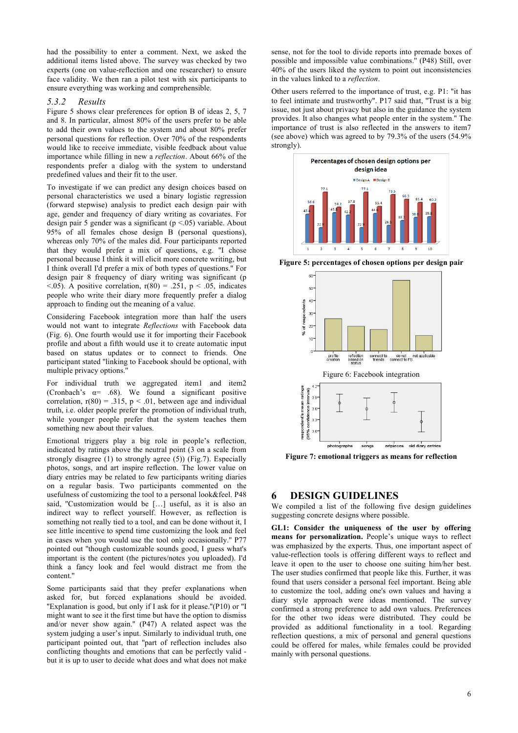had the possibility to enter a comment. Next, we asked the additional items listed above. The survey was checked by two experts (one on value-reflection and one researcher) to ensure face validity. We then ran a pilot test with six participants to ensure everything was working and comprehensible.

### 5.3.2 Results

Figure 5 shows clear preferences for option B of ideas 2, 5, 7 and 8. In particular, almost 80% of the users prefer to be able to add their own values to the system and about 80% prefer personal questions for reflection. Over 70% of the respondents would like to receive immediate, visible feedback about value importance while filling in new a *reflection*. About 66% of the respondents prefer a dialog with the system to understand predefined values and their fit to the user.

To investigate if we can predict any design choices based on personal characteristics we used a binary logistic regression (forward stepwise) analysis to predict each design pair with age, gender and frequency of diary writing as covariates. For design pair 5 gender was a significant ($p < .05$) variable. About 95% of all females chose design B (personal questions), whereas only 70% of the males did. Four participants reported that they would prefer a mix of questions, e.g. "I chose personal because I think it will elicit more concrete writing, but I think overall I'd prefer a mix of both types of questions." For design pair 8 frequency of diary writing was significant ($p < .05$). A positive correlation, $r(80) = .251$, $p < .05$, indicates people who write their diary more frequently prefer a dialog approach to finding out the meaning of a value.

Considering Facebook integration more than half the users would not want to integrate *Reflections* with Facebook data (Fig. 6). One fourth would use it for importing their Facebook profile and about a fifth would use it to create automatic input based on status updates or to connect to friends. One participant stated "linking to Facebook should be optional, with multiple privacy options."

For individual truth we aggregated item1 and item2 (Cronbach's $\alpha = .68$). We found a significant positive correlation, $r(80) = .315$, $p < .01$, between age and individual truth, i.e. older people prefer the promotion of individual truth, while younger people prefer that the system teaches them something new about their values.

Emotional triggers play a big role in people's reflection, indicated by ratings above the neutral point (3 on a scale from strongly disagree (1) to strongly agree (5)) (Fig.7). Especially photos, songs, and art inspire reflection. The lower value on diary entries may be related to few participants writing diaries on a regular basis. Two participants commented on the usefulness of customizing the tool to a personal look&feel. P48 said, "Customization would be […] useful, as it is also an indirect way to reflect yourself. However, as reflection is something not really tied to a tool, and can be done without it, I see little incentive to spend time customizing the look and feel in cases when you would use the tool only occasionally." P77 pointed out "though customizable sounds good, I guess what's important is the content (the pictures/notes you uploaded). I'd think a fancy look and feel would distract me from the content."

Some participants said that they prefer explanations when asked for, but forced explanations should be avoided. "Explanation is good, but only if I ask for it please."(P10) or "I might want to see it the first time but have the option to dismiss and/or never show again." (P47) A related aspect was the system judging a user's input. Similarly to individual truth, one participant pointed out, that "part of reflection includes also conflicting thoughts and emotions that can be perfectly valid - but it is up to user to decide what does and what does not make sense, not for the tool to divide reports into premade boxes of possible and impossible value combinations." (P48) Still, over 40% of the users liked the system to point out inconsistencies in the values linked to a *reflection*.

Other users referred to the importance of trust, e.g. P1: "it has to feel intimate and trustworthy". P17 said that, "Trust is a big issue, not just about privacy but also in the guidance the system provides. It also changes what people enter in the system." The importance of trust is also reflected in the answers to item7 (see above) which was agreed to by 79.3% of the users (54.9% strongly).

**Figure 5: percentages of chosen options per design pair**

Figure 6: Facebook integration

**Figure 7: emotional triggers as means for reflection**

## 6 DESIGN GUIDELINES

We compiled a list of the following five design guidelines suggesting concrete designs where possible.

**GL1: Consider the uniqueness of the user by offering means for personalization.** People's unique ways to reflect was emphasized by the experts. Thus, one important aspect of value-reflection tools is offering different ways to reflect and leave it open to the user to choose one suiting him/her best. The user studies confirmed that people like this. Further, it was found that users consider a personal feel important. Being able to customize the tool, adding one's own values and having a diary style approach were ideas mentioned. The survey confirmed a strong preference to add own values. Preferences for the other two ideas were distributed. They could be provided as additional functionality in a tool. Regarding reflection questions, a mix of personal and general questions could be offered for males, while females could be provided mainly with personal questions.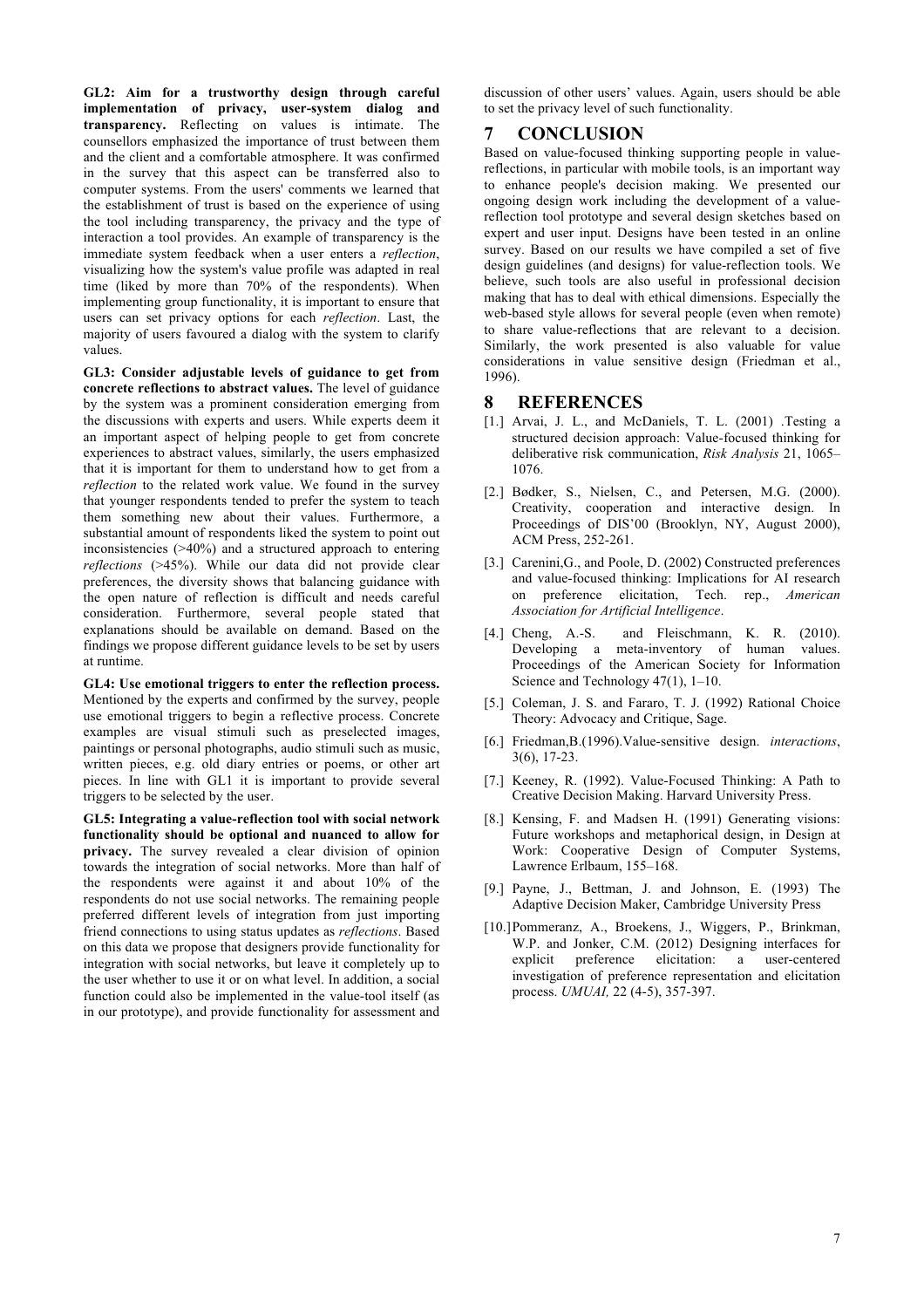**GL2: Aim for a trustworthy design through careful implementation of privacy, user-system dialog and transparency.** Reflecting on values is intimate. The counsellors emphasized the importance of trust between them and the client and a comfortable atmosphere. It was confirmed in the survey that this aspect can be transferred also to computer systems. From the users' comments we learned that the establishment of trust is based on the experience of using the tool including transparency, the privacy and the type of interaction a tool provides. An example of transparency is the immediate system feedback when a user enters a *reflection*, visualizing how the system's value profile was adapted in real time (liked by more than 70% of the respondents). When implementing group functionality, it is important to ensure that users can set privacy options for each *reflection*. Last, the majority of users favoured a dialog with the system to clarify values.

**GL3: Consider adjustable levels of guidance to get from concrete reflections to abstract values.** The level of guidance by the system was a prominent consideration emerging from the discussions with experts and users. While experts deem it an important aspect of helping people to get from concrete experiences to abstract values, similarly, the users emphasized that it is important for them to understand how to get from a *reflection* to the related work value. We found in the survey that younger respondents tended to prefer the system to teach them something new about their values. Furthermore, a substantial amount of respondents liked the system to point out inconsistencies (>40%) and a structured approach to entering *reflections* (>45%). While our data did not provide clear preferences, the diversity shows that balancing guidance with the open nature of reflection is difficult and needs careful consideration. Furthermore, several people stated that explanations should be available on demand. Based on the findings we propose different guidance levels to be set by users at runtime.

**GL4: Use emotional triggers to enter the reflection process.** Mentioned by the experts and confirmed by the survey, people use emotional triggers to begin a reflective process. Concrete examples are visual stimuli such as preselected images, paintings or personal photographs, audio stimuli such as music, written pieces, e.g. old diary entries or poems, or other art pieces. In line with GL1 it is important to provide several triggers to be selected by the user.

**GL5: Integrating a value-reflection tool with social network functionality should be optional and nuanced to allow for privacy.** The survey revealed a clear division of opinion towards the integration of social networks. More than half of the respondents were against it and about 10% of the respondents do not use social networks. The remaining people preferred different levels of integration from just importing friend connections to using status updates as *reflections*. Based on this data we propose that designers provide functionality for integration with social networks, but leave it completely up to the user whether to use it or on what level. In addition, a social function could also be implemented in the value-tool itself (as in our prototype), and provide functionality for assessment and discussion of other users' values. Again, users should be able to set the privacy level of such functionality.

## 7 CONCLUSION

Based on value-focused thinking supporting people in value-reflections, in particular with mobile tools, is an important way to enhance people's decision making. We presented our ongoing design work including the development of a value-reflection tool prototype and several design sketches based on expert and user input. Designs have been tested in an online survey. Based on our results we have compiled a set of five design guidelines (and designs) for value-reflection tools. We believe, such tools are also useful in professional decision making that has to deal with ethical dimensions. Especially the web-based style allows for several people (even when remote) to share value-reflections that are relevant to a decision. Similarly, the work presented is also valuable for value considerations in value sensitive design (Friedman et al., 1996).

## 8 REFERENCES

[1.] Arvai, J. L., and McDaniels, T. L. (2001) .Testing a structured decision approach: Value-focused thinking for deliberative risk communication, *Risk Analysis* 21, 1065–1076.

[2.] Bødker, S., Nielsen, C., and Petersen, M.G. (2000). Creativity, cooperation and interactive design. In Proceedings of DIS'00 (Brooklyn, NY, August 2000), ACM Press, 252-261.

[3.] Carenini,G., and Poole, D. (2002) Constructed preferences and value-focused thinking: Implications for AI research on preference elicitation, Tech. rep., *American Association for Artificial Intelligence*.

[4.] Cheng, A.-S. and Fleischmann, K. R. (2010). Developing a meta-inventory of human values. Proceedings of the American Society for Information Science and Technology 47(1), 1–10.

[5.] Coleman, J. S. and Fararo, T. J. (1992) Rational Choice Theory: Advocacy and Critique, Sage.

[6.] Friedman,B.(1996).Value-sensitive design. *interactions*, 3(6), 17-23.

[7.] Keeney, R. (1992). Value-Focused Thinking: A Path to Creative Decision Making. Harvard University Press.

[8.] Kensing, F. and Madsen H. (1991) Generating visions: Future workshops and metaphorical design, in Design at Work: Cooperative Design of Computer Systems, Lawrence Erlbaum, 155–168.

[9.] Payne, J., Bettman, J. and Johnson, E. (1993) The Adaptive Decision Maker, Cambridge University Press

[10.] Pommeranz, A., Broekens, J., Wiggers, P., Brinkman, W.P. and Jonker, C.M. (2012) Designing interfaces for explicit preference elicitation: a user-centered investigation of preference representation and elicitation process. *UMUAI,* 22 (4-5), 357-397.